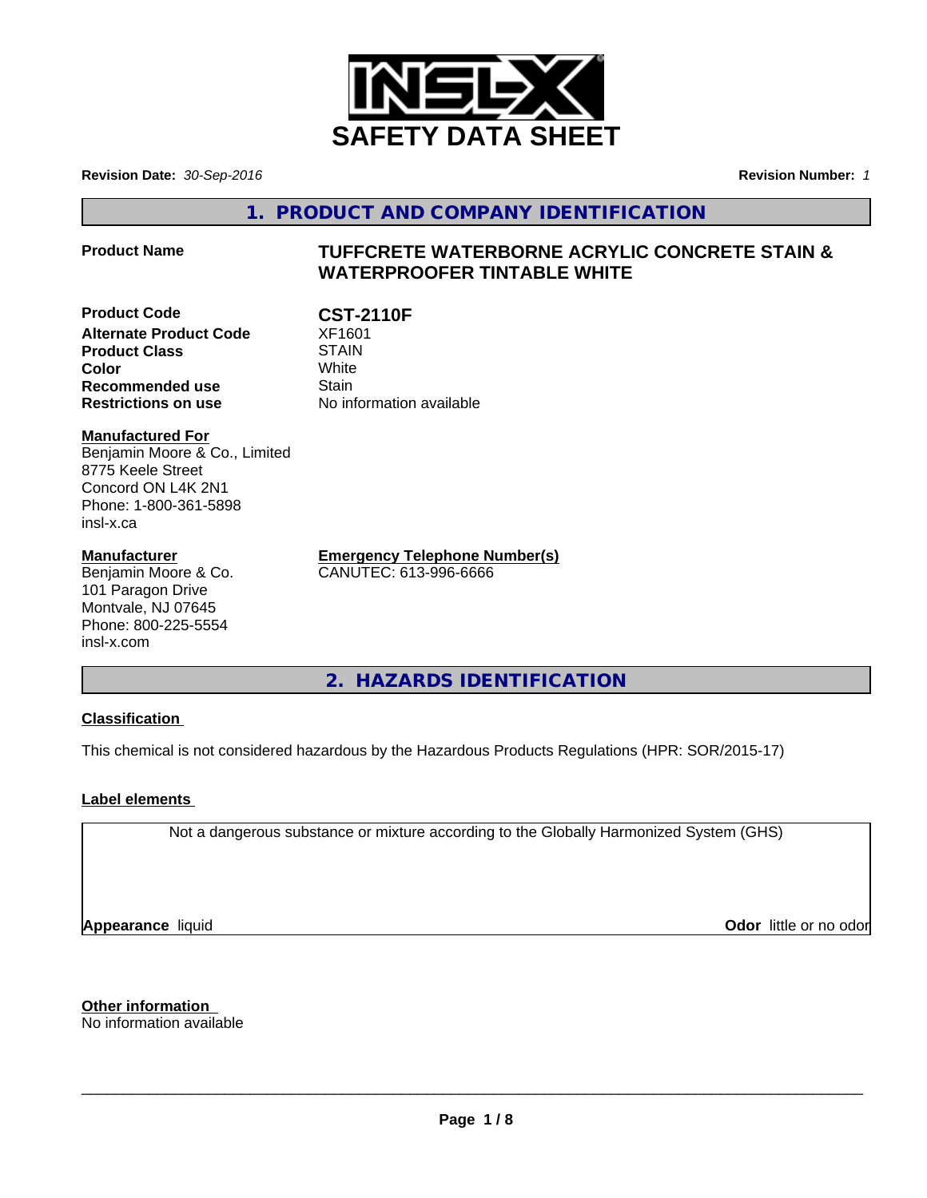# SAFETY DATA SHEET

**Revision Date:** *30-Sep-2016*

**Revision Number:** *1*

## 1. PRODUCT AND COMPANY IDENTIFICATION

| | |
|---|---|
| **Product Name** | **TUFFCRETE WATERBORNE ACRYLIC CONCRETE STAIN & WATERPROOFER TINTABLE WHITE** |
| **Product Code** | **CST-2110F** |
| **Alternate Product Code** | XF1601 |
| **Product Class** | STAIN |
| **Color** | White |
| **Recommended use** | Stain |
| **Restrictions on use** | No information available |

**Manufactured For**
Benjamin Moore & Co., Limited
8775 Keele Street
Concord ON L4K 2N1
Phone: 1-800-361-5898
insl-x.ca

**Manufacturer**
Benjamin Moore & Co.
101 Paragon Drive
Montvale, NJ 07645
Phone: 800-225-5554
insl-x.com

**Emergency Telephone Number(s)**
CANUTEC: 613-996-6666

## 2. HAZARDS IDENTIFICATION

**Classification**

This chemical is not considered hazardous by the Hazardous Products Regulations (HPR: SOR/2015-17)

**Label elements**

Not a dangerous substance or mixture according to the Globally Harmonized System (GHS)

**Appearance** liquid

**Odor** little or no odor

**Other information**
No information available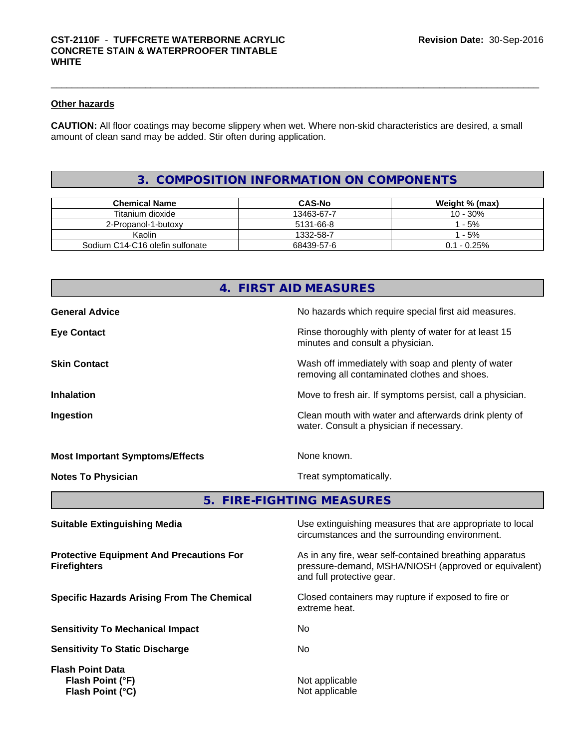### Other hazards

**CAUTION:** All floor coatings may become slippery when wet. Where non-skid characteristics are desired, a small amount of clean sand may be added. Stir often during application.

## 3. COMPOSITION INFORMATION ON COMPONENTS

| Chemical Name | CAS-No | Weight % (max) |
|---|---|---|
| Titanium dioxide | 13463-67-7 | 10 - 30% |
| 2-Propanol-1-butoxy | 5131-66-8 | 1 - 5% |
| Kaolin | 1332-58-7 | 1 - 5% |
| Sodium C14-C16 olefin sulfonate | 68439-57-6 | 0.1 - 0.25% |

## 4. FIRST AID MEASURES

**General Advice**: No hazards which require special first aid measures.

**Eye Contact**: Rinse thoroughly with plenty of water for at least 15 minutes and consult a physician.

**Skin Contact**: Wash off immediately with soap and plenty of water removing all contaminated clothes and shoes.

**Inhalation**: Move to fresh air. If symptoms persist, call a physician.

**Ingestion**: Clean mouth with water and afterwards drink plenty of water. Consult a physician if necessary.

**Most Important Symptoms/Effects**: None known.

**Notes To Physician**: Treat symptomatically.

## 5. FIRE-FIGHTING MEASURES

**Suitable Extinguishing Media**: Use extinguishing measures that are appropriate to local circumstances and the surrounding environment.

**Protective Equipment And Precautions For Firefighters**: As in any fire, wear self-contained breathing apparatus pressure-demand, MSHA/NIOSH (approved or equivalent) and full protective gear.

**Specific Hazards Arising From The Chemical**: Closed containers may rupture if exposed to fire or extreme heat.

**Sensitivity To Mechanical Impact**: No

**Sensitivity To Static Discharge**: No

**Flash Point Data**
- **Flash Point (°F)**: Not applicable
- **Flash Point (°C)**: Not applicable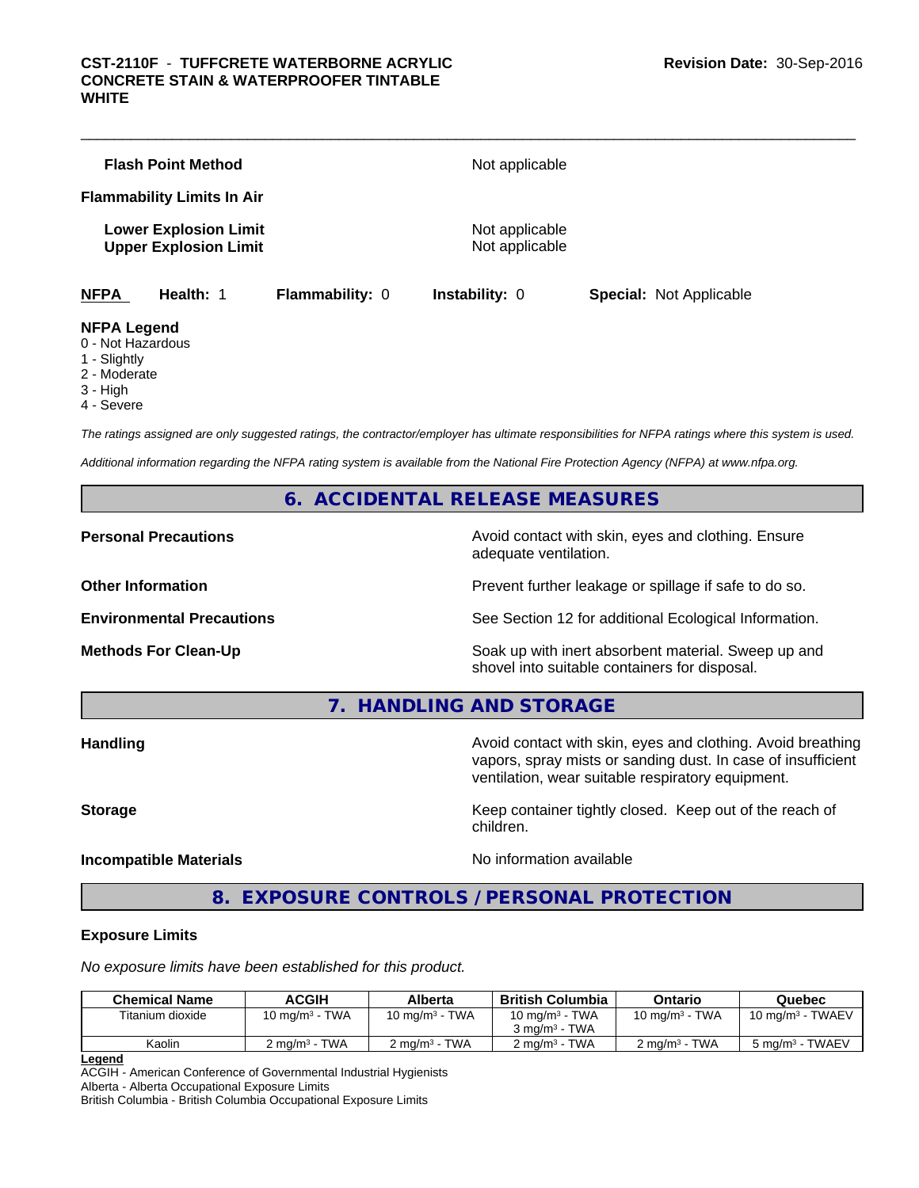**Flash Point Method** Not applicable

**Flammability Limits In Air**

**Lower Explosion Limit** Not applicable
**Upper Explosion Limit** Not applicable

**NFPA** **Health:** 1 **Flammability:** 0 **Instability:** 0 **Special:** Not Applicable

**NFPA Legend**
0 - Not Hazardous
1 - Slightly
2 - Moderate
3 - High
4 - Severe

*The ratings assigned are only suggested ratings, the contractor/employer has ultimate responsibilities for NFPA ratings where this system is used.*

*Additional information regarding the NFPA rating system is available from the National Fire Protection Agency (NFPA) at www.nfpa.org.*

## 6. ACCIDENTAL RELEASE MEASURES

**Personal Precautions** Avoid contact with skin, eyes and clothing. Ensure adequate ventilation.

**Other Information** Prevent further leakage or spillage if safe to do so.

**Environmental Precautions** See Section 12 for additional Ecological Information.

**Methods For Clean-Up** Soak up with inert absorbent material. Sweep up and shovel into suitable containers for disposal.

## 7. HANDLING AND STORAGE

**Handling** Avoid contact with skin, eyes and clothing. Avoid breathing vapors, spray mists or sanding dust. In case of insufficient ventilation, wear suitable respiratory equipment.

**Storage** Keep container tightly closed. Keep out of the reach of children.

**Incompatible Materials** No information available

## 8. EXPOSURE CONTROLS / PERSONAL PROTECTION

### Exposure Limits

*No exposure limits have been established for this product.*

| Chemical Name | ACGIH | Alberta | British Columbia | Ontario | Quebec |
|---|---|---|---|---|---|
| Titanium dioxide | 10 mg/m³ - TWA | 10 mg/m³ - TWA | 10 mg/m³ - TWA<br>3 mg/m³ - TWA | 10 mg/m³ - TWA | 10 mg/m³ - TWAEV |
| Kaolin | 2 mg/m³ - TWA | 2 mg/m³ - TWA | 2 mg/m³ - TWA | 2 mg/m³ - TWA | 5 mg/m³ - TWAEV |

**Legend**
ACGIH - American Conference of Governmental Industrial Hygienists
Alberta - Alberta Occupational Exposure Limits
British Columbia - British Columbia Occupational Exposure Limits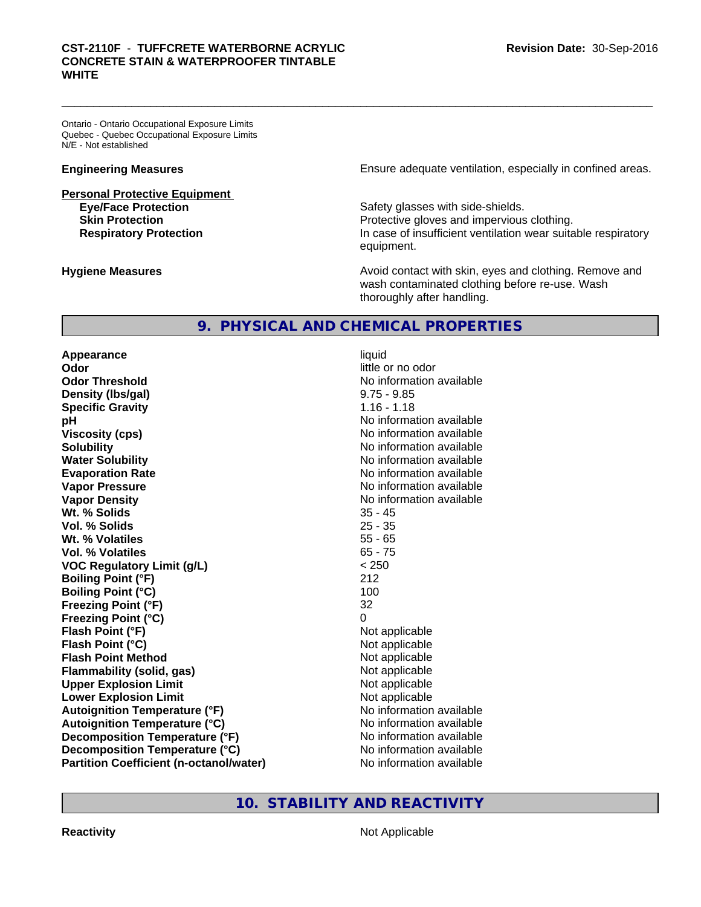Ontario - Ontario Occupational Exposure Limits
Quebec - Quebec Occupational Exposure Limits
N/E - Not established

**Engineering Measures** Ensure adequate ventilation, especially in confined areas.

**Personal Protective Equipment**

| | |
|---|---|
| **Eye/Face Protection** | Safety glasses with side-shields. |
| **Skin Protection** | Protective gloves and impervious clothing. |
| **Respiratory Protection** | In case of insufficient ventilation wear suitable respiratory equipment. |

**Hygiene Measures** Avoid contact with skin, eyes and clothing. Remove and wash contaminated clothing before re-use. Wash thoroughly after handling.

## 9. PHYSICAL AND CHEMICAL PROPERTIES

| | |
|---|---|
| **Appearance** | liquid |
| **Odor** | little or no odor |
| **Odor Threshold** | No information available |
| **Density (lbs/gal)** | 9.75 - 9.85 |
| **Specific Gravity** | 1.16 - 1.18 |
| **pH** | No information available |
| **Viscosity (cps)** | No information available |
| **Solubility** | No information available |
| **Water Solubility** | No information available |
| **Evaporation Rate** | No information available |
| **Vapor Pressure** | No information available |
| **Vapor Density** | No information available |
| **Wt. % Solids** | 35 - 45 |
| **Vol. % Solids** | 25 - 35 |
| **Wt. % Volatiles** | 55 - 65 |
| **Vol. % Volatiles** | 65 - 75 |
| **VOC Regulatory Limit (g/L)** | < 250 |
| **Boiling Point (°F)** | 212 |
| **Boiling Point (°C)** | 100 |
| **Freezing Point (°F)** | 32 |
| **Freezing Point (°C)** | 0 |
| **Flash Point (°F)** | Not applicable |
| **Flash Point (°C)** | Not applicable |
| **Flash Point Method** | Not applicable |
| **Flammability (solid, gas)** | Not applicable |
| **Upper Explosion Limit** | Not applicable |
| **Lower Explosion Limit** | Not applicable |
| **Autoignition Temperature (°F)** | No information available |
| **Autoignition Temperature (°C)** | No information available |
| **Decomposition Temperature (°F)** | No information available |
| **Decomposition Temperature (°C)** | No information available |
| **Partition Coefficient (n-octanol/water)** | No information available |

## 10. STABILITY AND REACTIVITY

**Reactivity** Not Applicable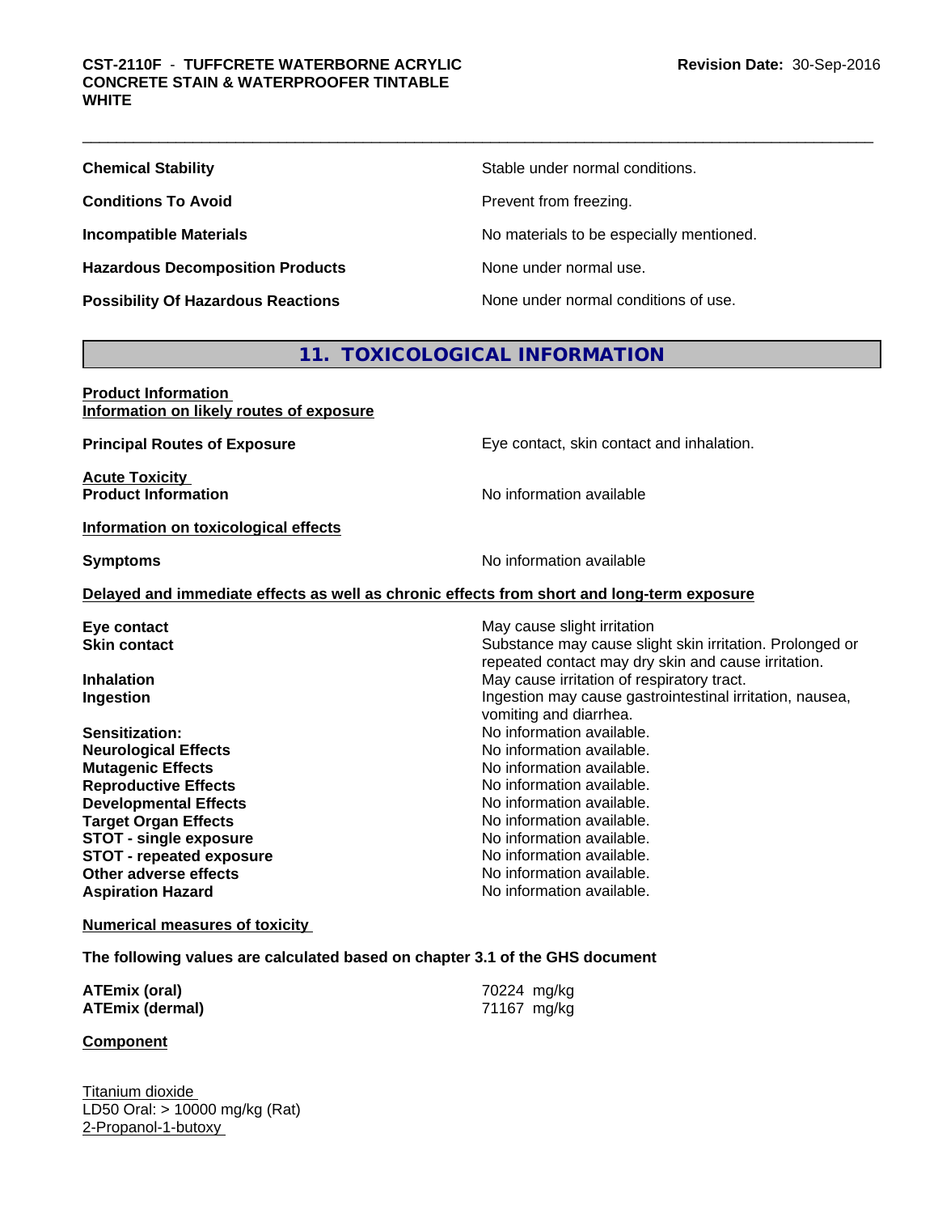| | |
|---|---|
| **Chemical Stability** | Stable under normal conditions. |
| **Conditions To Avoid** | Prevent from freezing. |
| **Incompatible Materials** | No materials to be especially mentioned. |
| **Hazardous Decomposition Products** | None under normal use. |
| **Possibility Of Hazardous Reactions** | None under normal conditions of use. |

## 11. TOXICOLOGICAL INFORMATION

**Product Information**
**Information on likely routes of exposure**

| | |
|---|---|
| **Principal Routes of Exposure** | Eye contact, skin contact and inhalation. |

**Acute Toxicity**

| | |
|---|---|
| **Product Information** | No information available |

**Information on toxicological effects**

| | |
|---|---|
| **Symptoms** | No information available |

**Delayed and immediate effects as well as chronic effects from short and long-term exposure**

| | |
|---|---|
| **Eye contact** | May cause slight irritation |
| **Skin contact** | Substance may cause slight skin irritation. Prolonged or repeated contact may dry skin and cause irritation. |
| **Inhalation** | May cause irritation of respiratory tract. |
| **Ingestion** | Ingestion may cause gastrointestinal irritation, nausea, vomiting and diarrhea. |
| **Sensitization:** | No information available. |
| **Neurological Effects** | No information available. |
| **Mutagenic Effects** | No information available. |
| **Reproductive Effects** | No information available. |
| **Developmental Effects** | No information available. |
| **Target Organ Effects** | No information available. |
| **STOT - single exposure** | No information available. |
| **STOT - repeated exposure** | No information available. |
| **Other adverse effects** | No information available. |
| **Aspiration Hazard** | No information available. |

**Numerical measures of toxicity**

**The following values are calculated based on chapter 3.1 of the GHS document**

| | |
|---|---|
| **ATEmix (oral)** | 70224 mg/kg |
| **ATEmix (dermal)** | 71167 mg/kg |

**Component**

Titanium dioxide
LD50 Oral: > 10000 mg/kg (Rat)
2-Propanol-1-butoxy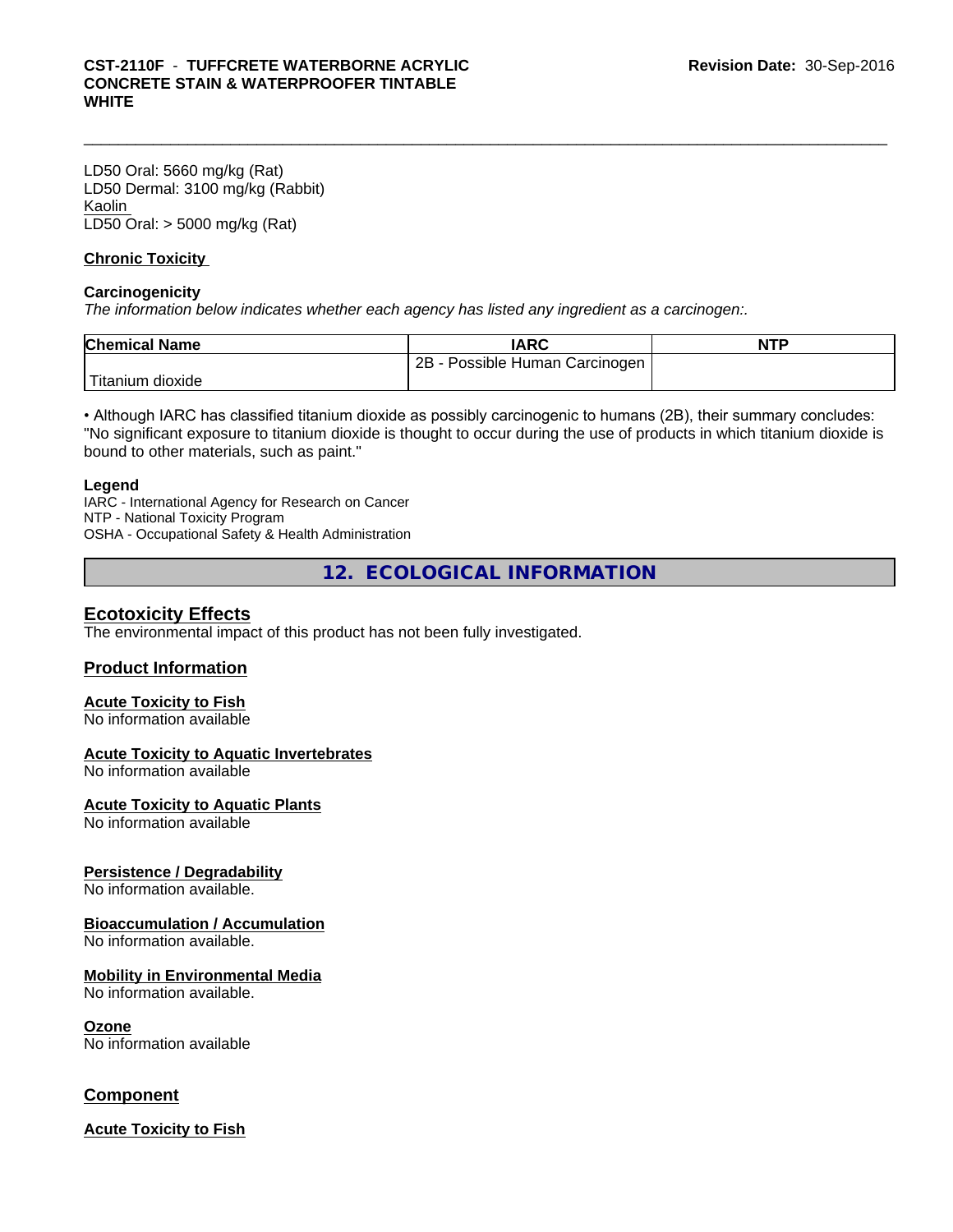LD50 Oral: 5660 mg/kg (Rat)
LD50 Dermal: 3100 mg/kg (Rabbit)
Kaolin
LD50 Oral: > 5000 mg/kg (Rat)

**Chronic Toxicity**

**Carcinogenicity**

*The information below indicates whether each agency has listed any ingredient as a carcinogen:.*

| Chemical Name | IARC | NTP |
|---|---|---|
| Titanium dioxide | 2B - Possible Human Carcinogen | |

• Although IARC has classified titanium dioxide as possibly carcinogenic to humans (2B), their summary concludes: "No significant exposure to titanium dioxide is thought to occur during the use of products in which titanium dioxide is bound to other materials, such as paint."

**Legend**

IARC - International Agency for Research on Cancer
NTP - National Toxicity Program
OSHA - Occupational Safety & Health Administration

## 12. ECOLOGICAL INFORMATION

### Ecotoxicity Effects

The environmental impact of this product has not been fully investigated.

### Product Information

**Acute Toxicity to Fish**
No information available

**Acute Toxicity to Aquatic Invertebrates**
No information available

**Acute Toxicity to Aquatic Plants**
No information available

**Persistence / Degradability**
No information available.

**Bioaccumulation / Accumulation**
No information available.

**Mobility in Environmental Media**
No information available.

**Ozone**
No information available

### Component

**Acute Toxicity to Fish**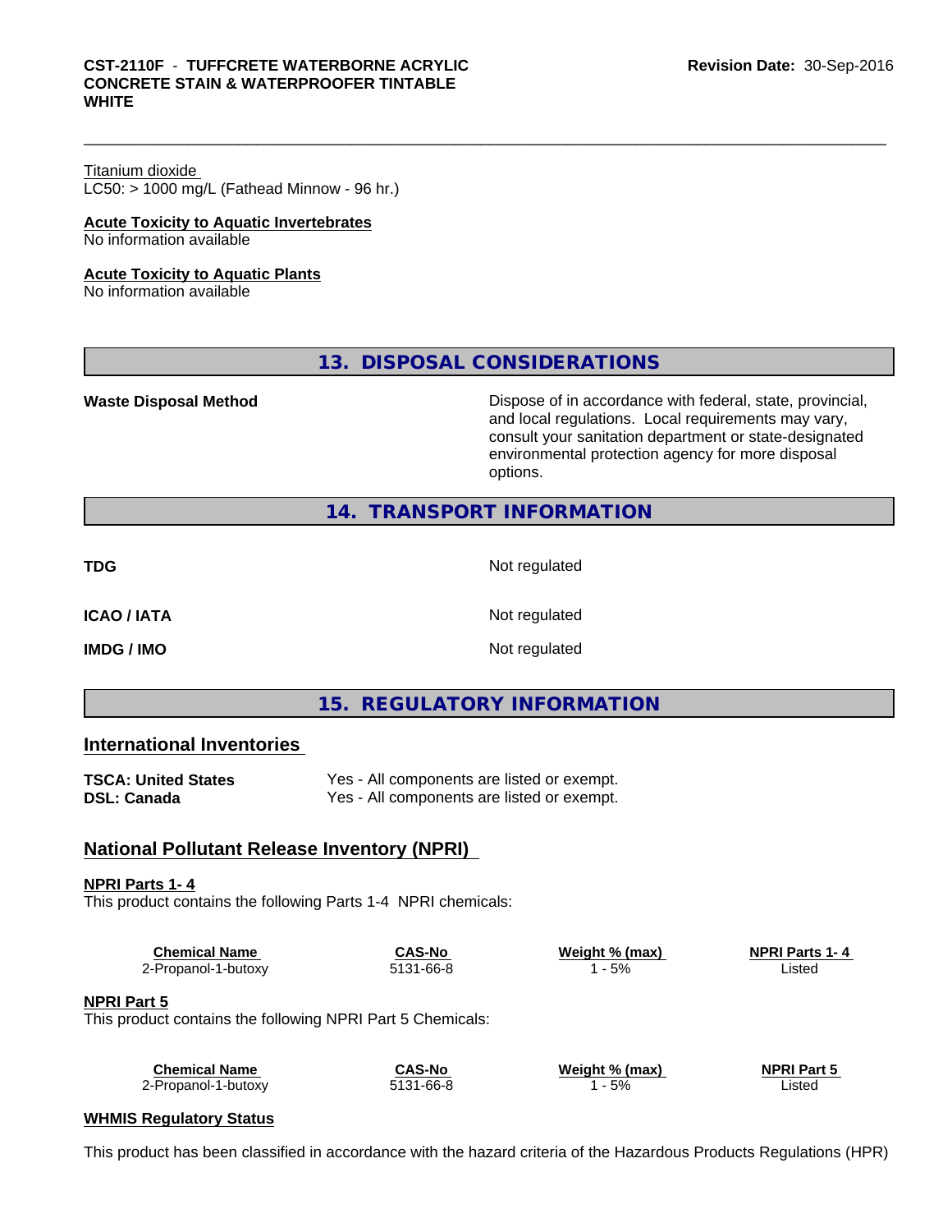Titanium dioxide
LC50: > 1000 mg/L (Fathead Minnow - 96 hr.)

**Acute Toxicity to Aquatic Invertebrates**
No information available

**Acute Toxicity to Aquatic Plants**
No information available

## 13. DISPOSAL CONSIDERATIONS

| | |
|---|---|
| **Waste Disposal Method** | Dispose of in accordance with federal, state, provincial, and local regulations. Local requirements may vary, consult your sanitation department or state-designated environmental protection agency for more disposal options. |

## 14. TRANSPORT INFORMATION

| | |
|---|---|
| **TDG** | Not regulated |
| **ICAO / IATA** | Not regulated |
| **IMDG / IMO** | Not regulated |

## 15. REGULATORY INFORMATION

### International Inventories

| | |
|---|---|
| **TSCA: United States** | Yes - All components are listed or exempt. |
| **DSL: Canada** | Yes - All components are listed or exempt. |

### National Pollutant Release Inventory (NPRI)

**NPRI Parts 1- 4**
This product contains the following Parts 1-4 NPRI chemicals:

| Chemical Name | CAS-No | Weight % (max) | NPRI Parts 1- 4 |
|---|---|---|---|
| 2-Propanol-1-butoxy | 5131-66-8 | 1 - 5% | Listed |

**NPRI Part 5**
This product contains the following NPRI Part 5 Chemicals:

| Chemical Name | CAS-No | Weight % (max) | NPRI Part 5 |
|---|---|---|---|
| 2-Propanol-1-butoxy | 5131-66-8 | 1 - 5% | Listed |

**WHMIS Regulatory Status**

This product has been classified in accordance with the hazard criteria of the Hazardous Products Regulations (HPR)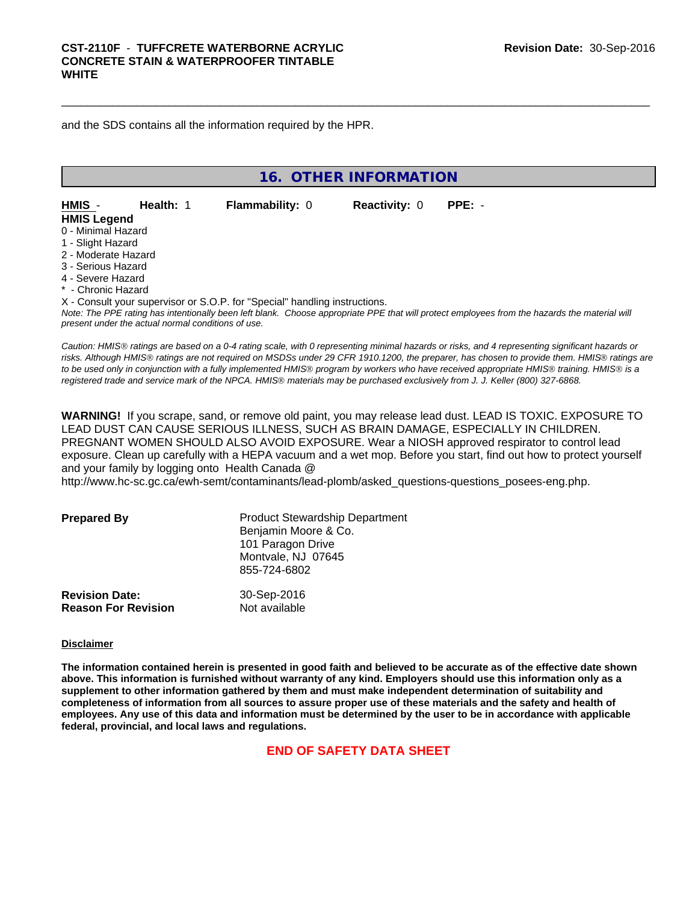and the SDS contains all the information required by the HPR.

## 16. OTHER INFORMATION

| **HMIS** - | **Health:** 1 | **Flammability:** 0 | **Reactivity:** 0 | **PPE:** - |
|---|---|---|---|---|

**HMIS Legend**

0 - Minimal Hazard
1 - Slight Hazard
2 - Moderate Hazard
3 - Serious Hazard
4 - Severe Hazard
* - Chronic Hazard
X - Consult your supervisor or S.O.P. for "Special" handling instructions.

*Note: The PPE rating has intentionally been left blank. Choose appropriate PPE that will protect employees from the hazards the material will present under the actual normal conditions of use.*

*Caution: HMIS® ratings are based on a 0-4 rating scale, with 0 representing minimal hazards or risks, and 4 representing significant hazards or risks. Although HMIS® ratings are not required on MSDSs under 29 CFR 1910.1200, the preparer, has chosen to provide them. HMIS® ratings are to be used only in conjunction with a fully implemented HMIS® program by workers who have received appropriate HMIS® training. HMIS® is a registered trade and service mark of the NPCA. HMIS® materials may be purchased exclusively from J. J. Keller (800) 327-6868.*

**WARNING!** If you scrape, sand, or remove old paint, you may release lead dust. LEAD IS TOXIC. EXPOSURE TO LEAD DUST CAN CAUSE SERIOUS ILLNESS, SUCH AS BRAIN DAMAGE, ESPECIALLY IN CHILDREN. PREGNANT WOMEN SHOULD ALSO AVOID EXPOSURE. Wear a NIOSH approved respirator to control lead exposure. Clean up carefully with a HEPA vacuum and a wet mop. Before you start, find out how to protect yourself and your family by logging onto Health Canada @ http://www.hc-sc.gc.ca/ewh-semt/contaminants/lead-plomb/asked_questions-questions_posees-eng.php.

| | |
|---|---|
| **Prepared By** | Product Stewardship Department<br>Benjamin Moore & Co.<br>101 Paragon Drive<br>Montvale, NJ 07645<br>855-724-6802 |
| **Revision Date:** | 30-Sep-2016 |
| **Reason For Revision** | Not available |

**Disclaimer**

**The information contained herein is presented in good faith and believed to be accurate as of the effective date shown above. This information is furnished without warranty of any kind. Employers should use this information only as a supplement to other information gathered by them and must make independent determination of suitability and completeness of information from all sources to assure proper use of these materials and the safety and health of employees. Any use of this data and information must be determined by the user to be in accordance with applicable federal, provincial, and local laws and regulations.**

**END OF SAFETY DATA SHEET**